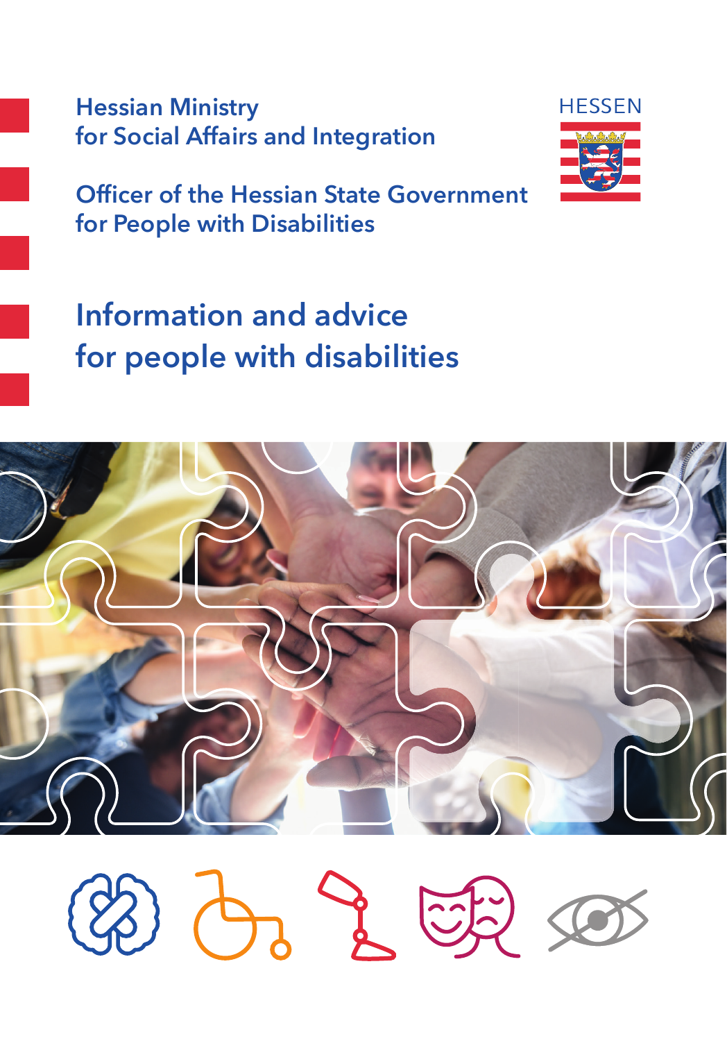Hessian Ministry
for Social Affairs and Integration

Officer of the Hessian State Government
for People with Disabilities

HESSEN

# Information and advice for people with disabilities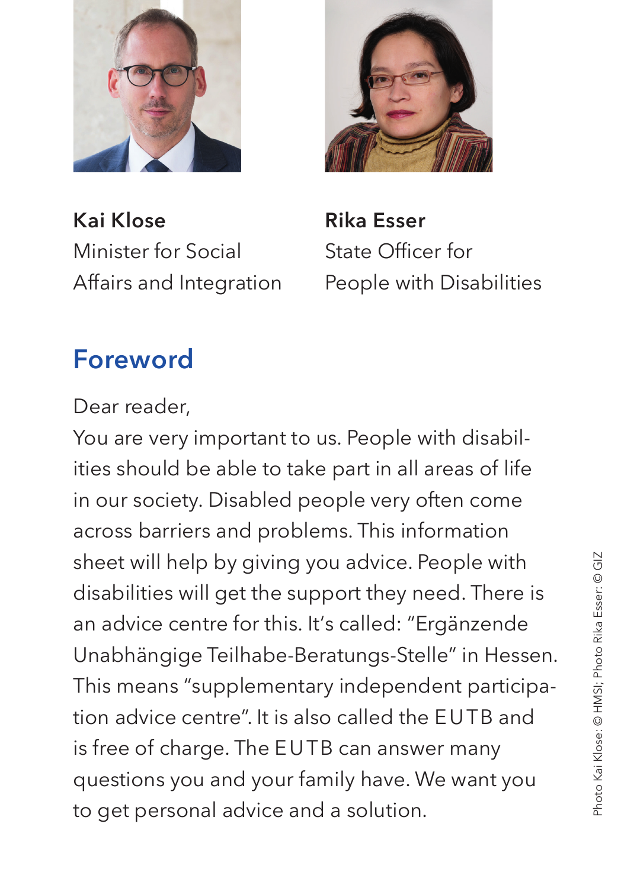**Kai Klose**
Minister for Social Affairs and Integration

**Rika Esser**
State Officer for People with Disabilities

## Foreword

Dear reader,

You are very important to us. People with disabilities should be able to take part in all areas of life in our society. Disabled people very often come across barriers and problems. This information sheet will help by giving you advice. People with disabilities will get the support they need. There is an advice centre for this. It's called: "Ergänzende Unabhängige Teilhabe-Beratungs-Stelle" in Hessen. This means "supplementary independent participation advice centre". It is also called the EUTB and is free of charge. The EUTB can answer many questions you and your family have. We want you to get personal advice and a solution.

Photo Kai Klose: © HMSI; Photo Rika Esser: © GIZ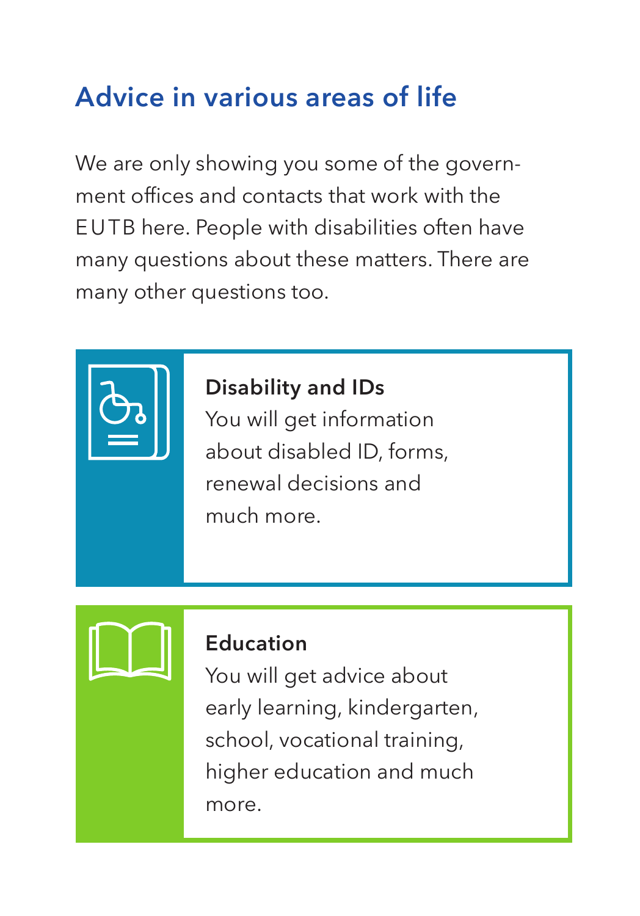## Advice in various areas of life

We are only showing you some of the government offices and contacts that work with the EUTB here. People with disabilities often have many questions about these matters. There are many other questions too.

**Disability and IDs**

You will get information about disabled ID, forms, renewal decisions and much more.

**Education**

You will get advice about early learning, kindergarten, school, vocational training, higher education and much more.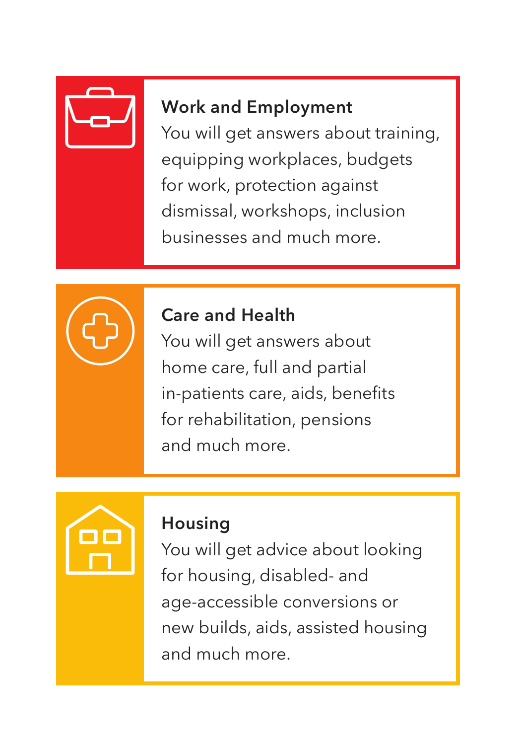### Work and Employment

You will get answers about training, equipping workplaces, budgets for work, protection against dismissal, workshops, inclusion businesses and much more.

### Care and Health

You will get answers about home care, full and partial in-patients care, aids, benefits for rehabilitation, pensions and much more.

### Housing

You will get advice about looking for housing, disabled- and age-accessible conversions or new builds, aids, assisted housing and much more.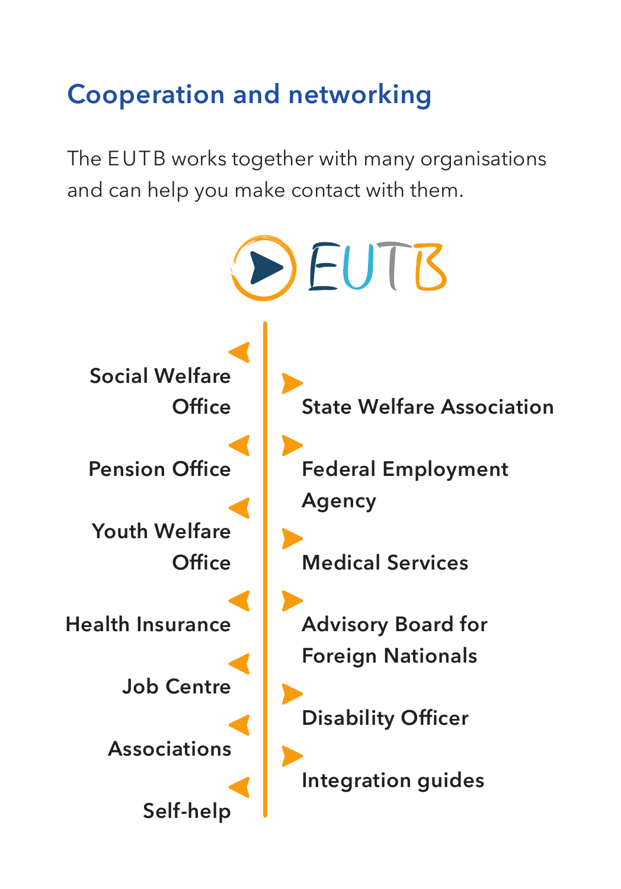## Cooperation and networking

The EUTB works together with many organisations and can help you make contact with them.

EUTB

- Social Welfare Office
- Pension Office
- Youth Welfare Office
- Health Insurance
- Job Centre
- Associations
- Self-help

- State Welfare Association
- Federal Employment Agency
- Medical Services
- Advisory Board for Foreign Nationals
- Disability Officer
- Integration guides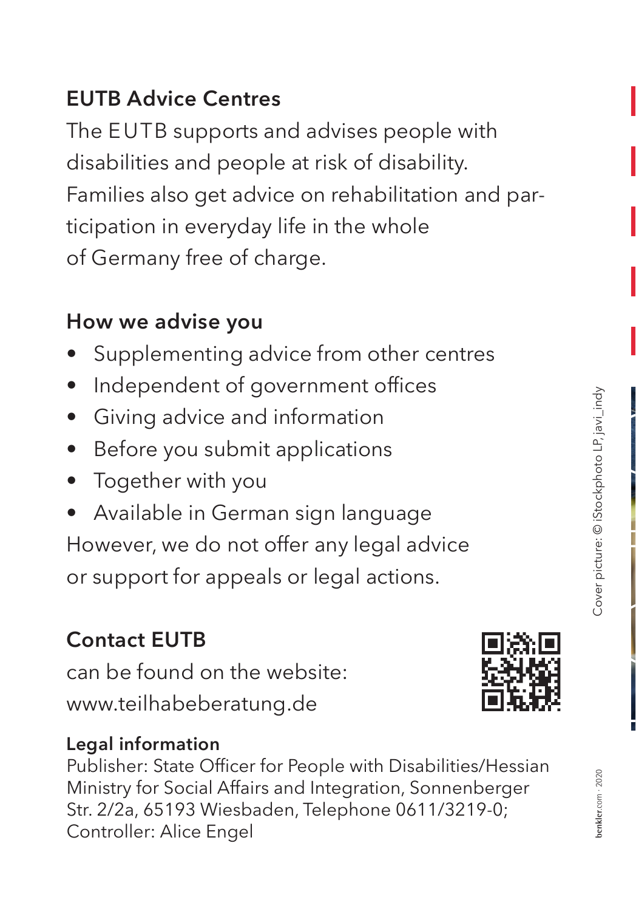## EUTB Advice Centres

The EUTB supports and advises people with disabilities and people at risk of disability. Families also get advice on rehabilitation and participation in everyday life in the whole of Germany free of charge.

## How we advise you

- Supplementing advice from other centres
- Independent of government offices
- Giving advice and information
- Before you submit applications
- Together with you
- Available in German sign language

However, we do not offer any legal advice or support for appeals or legal actions.

## Contact EUTB

can be found on the website:
www.teilhabeberatung.de

### Legal information

Publisher: State Officer for People with Disabilities/Hessian Ministry for Social Affairs and Integration, Sonnenberger Str. 2/2a, 65193 Wiesbaden, Telephone 0611/3219-0;
Controller: Alice Engel

Cover picture: © iStockphoto LP, javi_indy

benkler.com · 2020